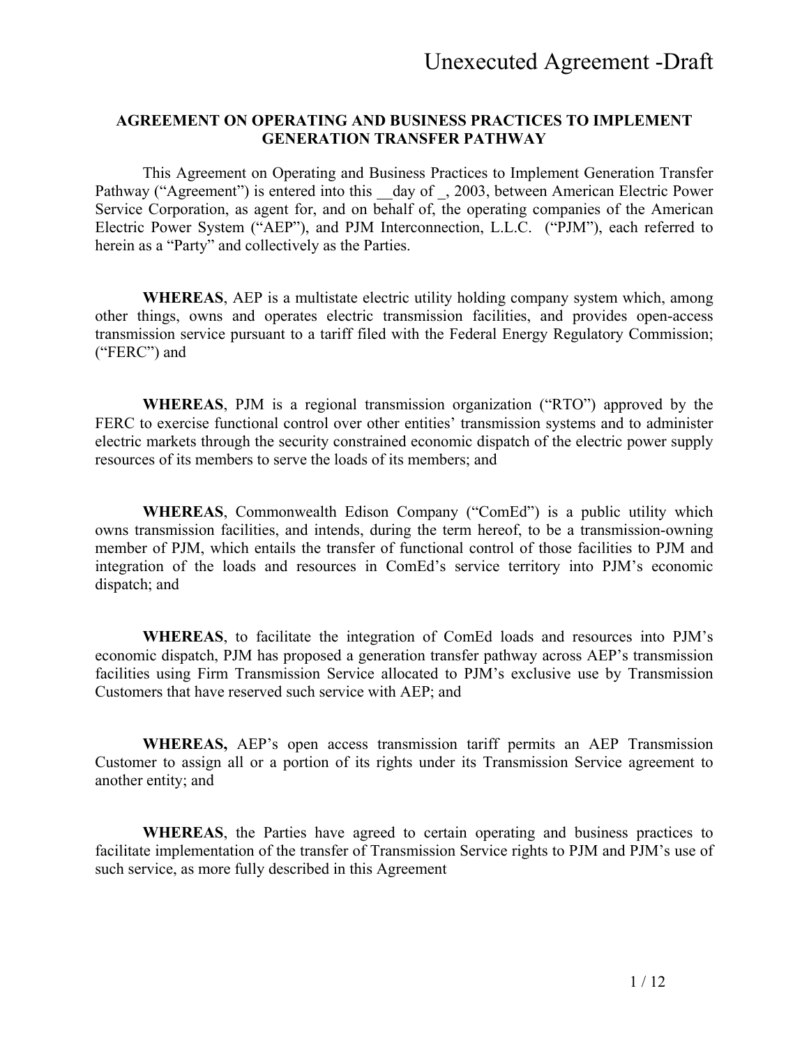Unexecuted Agreement -Draft

## AGREEMENT ON OPERATING AND BUSINESS PRACTICES TO IMPLEMENT GENERATION TRANSFER PATHWAY

This Agreement on Operating and Business Practices to Implement Generation Transfer Pathway ("Agreement") is entered into this __day of _, 2003, between American Electric Power Service Corporation, as agent for, and on behalf of, the operating companies of the American Electric Power System ("AEP"), and PJM Interconnection, L.L.C. ("PJM"), each referred to herein as a "Party" and collectively as the Parties.

**WHEREAS**, AEP is a multistate electric utility holding company system which, among other things, owns and operates electric transmission facilities, and provides open-access transmission service pursuant to a tariff filed with the Federal Energy Regulatory Commission; ("FERC") and

**WHEREAS**, PJM is a regional transmission organization ("RTO") approved by the FERC to exercise functional control over other entities' transmission systems and to administer electric markets through the security constrained economic dispatch of the electric power supply resources of its members to serve the loads of its members; and

**WHEREAS**, Commonwealth Edison Company ("ComEd") is a public utility which owns transmission facilities, and intends, during the term hereof, to be a transmission-owning member of PJM, which entails the transfer of functional control of those facilities to PJM and integration of the loads and resources in ComEd's service territory into PJM's economic dispatch; and

**WHEREAS**, to facilitate the integration of ComEd loads and resources into PJM's economic dispatch, PJM has proposed a generation transfer pathway across AEP's transmission facilities using Firm Transmission Service allocated to PJM's exclusive use by Transmission Customers that have reserved such service with AEP; and

**WHEREAS,** AEP's open access transmission tariff permits an AEP Transmission Customer to assign all or a portion of its rights under its Transmission Service agreement to another entity; and

**WHEREAS**, the Parties have agreed to certain operating and business practices to facilitate implementation of the transfer of Transmission Service rights to PJM and PJM's use of such service, as more fully described in this Agreement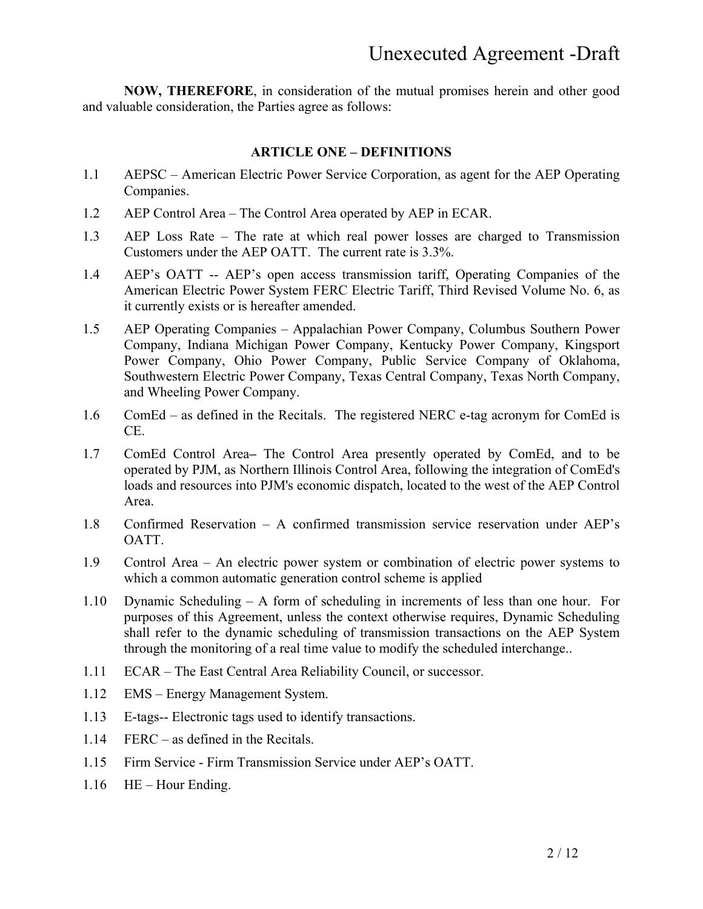**NOW, THEREFORE**, in consideration of the mutual promises herein and other good and valuable consideration, the Parties agree as follows:

## ARTICLE ONE – DEFINITIONS

1.1 AEPSC – American Electric Power Service Corporation, as agent for the AEP Operating Companies.

1.2 AEP Control Area – The Control Area operated by AEP in ECAR.

1.3 AEP Loss Rate – The rate at which real power losses are charged to Transmission Customers under the AEP OATT. The current rate is 3.3%.

1.4 AEP's OATT -- AEP's open access transmission tariff, Operating Companies of the American Electric Power System FERC Electric Tariff, Third Revised Volume No. 6, as it currently exists or is hereafter amended.

1.5 AEP Operating Companies – Appalachian Power Company, Columbus Southern Power Company, Indiana Michigan Power Company, Kentucky Power Company, Kingsport Power Company, Ohio Power Company, Public Service Company of Oklahoma, Southwestern Electric Power Company, Texas Central Company, Texas North Company, and Wheeling Power Company.

1.6 ComEd – as defined in the Recitals. The registered NERC e-tag acronym for ComEd is CE.

1.7 ComEd Control Area**–** The Control Area presently operated by ComEd, and to be operated by PJM, as Northern Illinois Control Area, following the integration of ComEd's loads and resources into PJM's economic dispatch, located to the west of the AEP Control Area.

1.8 Confirmed Reservation – A confirmed transmission service reservation under AEP's OATT.

1.9 Control Area – An electric power system or combination of electric power systems to which a common automatic generation control scheme is applied

1.10 Dynamic Scheduling – A form of scheduling in increments of less than one hour. For purposes of this Agreement, unless the context otherwise requires, Dynamic Scheduling shall refer to the dynamic scheduling of transmission transactions on the AEP System through the monitoring of a real time value to modify the scheduled interchange..

1.11 ECAR – The East Central Area Reliability Council, or successor.

1.12 EMS – Energy Management System.

1.13 E-tags-- Electronic tags used to identify transactions.

1.14 FERC – as defined in the Recitals.

1.15 Firm Service - Firm Transmission Service under AEP's OATT.

1.16 HE – Hour Ending.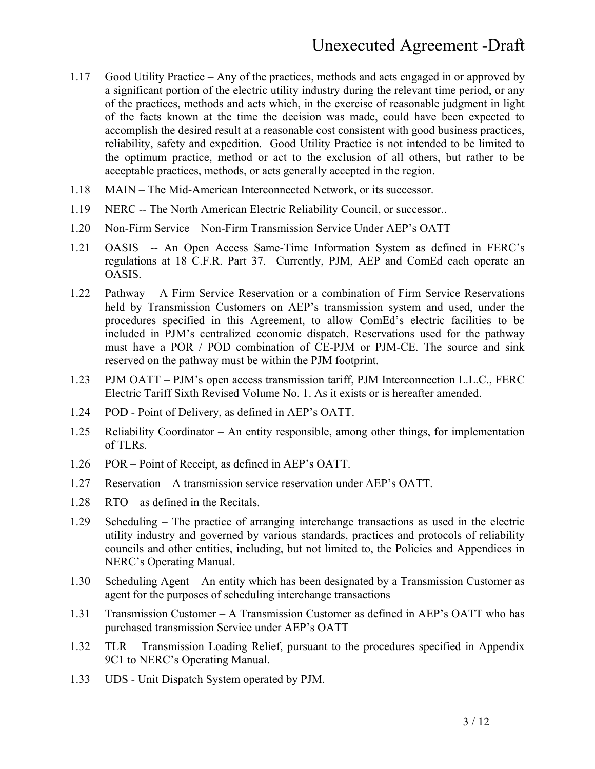1.17 Good Utility Practice – Any of the practices, methods and acts engaged in or approved by a significant portion of the electric utility industry during the relevant time period, or any of the practices, methods and acts which, in the exercise of reasonable judgment in light of the facts known at the time the decision was made, could have been expected to accomplish the desired result at a reasonable cost consistent with good business practices, reliability, safety and expedition. Good Utility Practice is not intended to be limited to the optimum practice, method or act to the exclusion of all others, but rather to be acceptable practices, methods, or acts generally accepted in the region.

1.18 MAIN – The Mid-American Interconnected Network, or its successor.

1.19 NERC -- The North American Electric Reliability Council, or successor..

1.20 Non-Firm Service – Non-Firm Transmission Service Under AEP's OATT

1.21 OASIS -- An Open Access Same-Time Information System as defined in FERC's regulations at 18 C.F.R. Part 37. Currently, PJM, AEP and ComEd each operate an OASIS.

1.22 Pathway – A Firm Service Reservation or a combination of Firm Service Reservations held by Transmission Customers on AEP's transmission system and used, under the procedures specified in this Agreement, to allow ComEd's electric facilities to be included in PJM's centralized economic dispatch. Reservations used for the pathway must have a POR / POD combination of CE-PJM or PJM-CE. The source and sink reserved on the pathway must be within the PJM footprint.

1.23 PJM OATT – PJM's open access transmission tariff, PJM Interconnection L.L.C., FERC Electric Tariff Sixth Revised Volume No. 1. As it exists or is hereafter amended.

1.24 POD - Point of Delivery, as defined in AEP's OATT.

1.25 Reliability Coordinator – An entity responsible, among other things, for implementation of TLRs.

1.26 POR – Point of Receipt, as defined in AEP's OATT.

1.27 Reservation – A transmission service reservation under AEP's OATT.

1.28 RTO – as defined in the Recitals.

1.29 Scheduling – The practice of arranging interchange transactions as used in the electric utility industry and governed by various standards, practices and protocols of reliability councils and other entities, including, but not limited to, the Policies and Appendices in NERC's Operating Manual.

1.30 Scheduling Agent – An entity which has been designated by a Transmission Customer as agent for the purposes of scheduling interchange transactions

1.31 Transmission Customer – A Transmission Customer as defined in AEP's OATT who has purchased transmission Service under AEP's OATT

1.32 TLR – Transmission Loading Relief, pursuant to the procedures specified in Appendix 9C1 to NERC's Operating Manual.

1.33 UDS - Unit Dispatch System operated by PJM.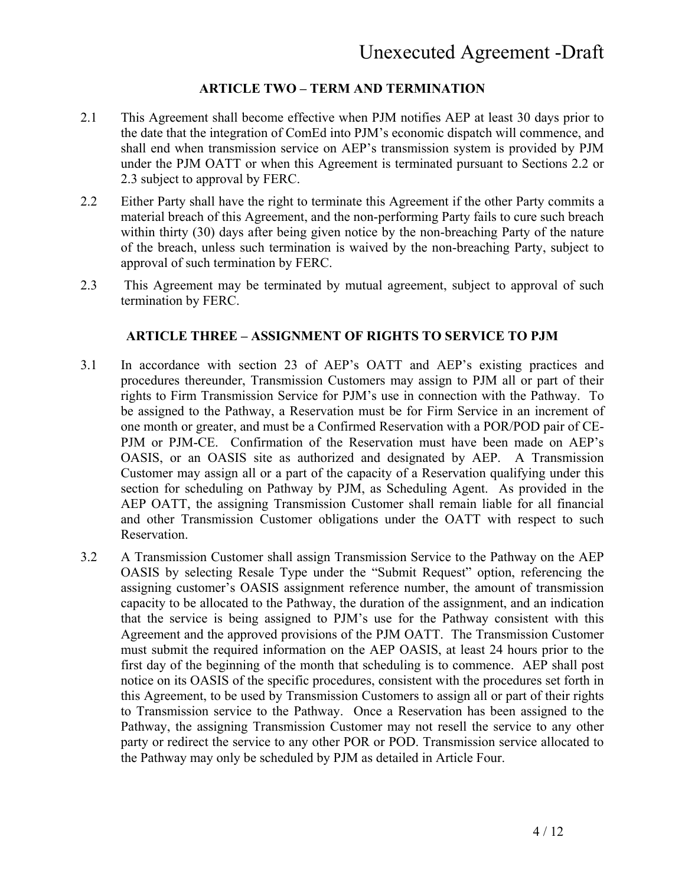## ARTICLE TWO – TERM AND TERMINATION

2.1 This Agreement shall become effective when PJM notifies AEP at least 30 days prior to the date that the integration of ComEd into PJM's economic dispatch will commence, and shall end when transmission service on AEP's transmission system is provided by PJM under the PJM OATT or when this Agreement is terminated pursuant to Sections 2.2 or 2.3 subject to approval by FERC.

2.2 Either Party shall have the right to terminate this Agreement if the other Party commits a material breach of this Agreement, and the non-performing Party fails to cure such breach within thirty (30) days after being given notice by the non-breaching Party of the nature of the breach, unless such termination is waived by the non-breaching Party, subject to approval of such termination by FERC.

2.3 This Agreement may be terminated by mutual agreement, subject to approval of such termination by FERC.

## ARTICLE THREE – ASSIGNMENT OF RIGHTS TO SERVICE TO PJM

3.1 In accordance with section 23 of AEP's OATT and AEP's existing practices and procedures thereunder, Transmission Customers may assign to PJM all or part of their rights to Firm Transmission Service for PJM's use in connection with the Pathway. To be assigned to the Pathway, a Reservation must be for Firm Service in an increment of one month or greater, and must be a Confirmed Reservation with a POR/POD pair of CE-PJM or PJM-CE. Confirmation of the Reservation must have been made on AEP's OASIS, or an OASIS site as authorized and designated by AEP. A Transmission Customer may assign all or a part of the capacity of a Reservation qualifying under this section for scheduling on Pathway by PJM, as Scheduling Agent. As provided in the AEP OATT, the assigning Transmission Customer shall remain liable for all financial and other Transmission Customer obligations under the OATT with respect to such Reservation.

3.2 A Transmission Customer shall assign Transmission Service to the Pathway on the AEP OASIS by selecting Resale Type under the "Submit Request" option, referencing the assigning customer's OASIS assignment reference number, the amount of transmission capacity to be allocated to the Pathway, the duration of the assignment, and an indication that the service is being assigned to PJM's use for the Pathway consistent with this Agreement and the approved provisions of the PJM OATT. The Transmission Customer must submit the required information on the AEP OASIS, at least 24 hours prior to the first day of the beginning of the month that scheduling is to commence. AEP shall post notice on its OASIS of the specific procedures, consistent with the procedures set forth in this Agreement, to be used by Transmission Customers to assign all or part of their rights to Transmission service to the Pathway. Once a Reservation has been assigned to the Pathway, the assigning Transmission Customer may not resell the service to any other party or redirect the service to any other POR or POD. Transmission service allocated to the Pathway may only be scheduled by PJM as detailed in Article Four.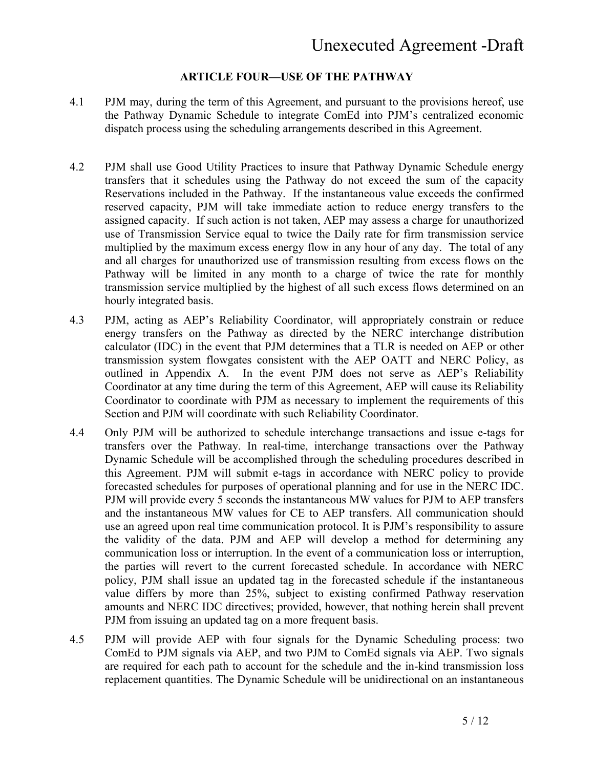## ARTICLE FOUR—USE OF THE PATHWAY

4.1 PJM may, during the term of this Agreement, and pursuant to the provisions hereof, use the Pathway Dynamic Schedule to integrate ComEd into PJM's centralized economic dispatch process using the scheduling arrangements described in this Agreement.

4.2 PJM shall use Good Utility Practices to insure that Pathway Dynamic Schedule energy transfers that it schedules using the Pathway do not exceed the sum of the capacity Reservations included in the Pathway. If the instantaneous value exceeds the confirmed reserved capacity, PJM will take immediate action to reduce energy transfers to the assigned capacity. If such action is not taken, AEP may assess a charge for unauthorized use of Transmission Service equal to twice the Daily rate for firm transmission service multiplied by the maximum excess energy flow in any hour of any day. The total of any and all charges for unauthorized use of transmission resulting from excess flows on the Pathway will be limited in any month to a charge of twice the rate for monthly transmission service multiplied by the highest of all such excess flows determined on an hourly integrated basis.

4.3 PJM, acting as AEP's Reliability Coordinator, will appropriately constrain or reduce energy transfers on the Pathway as directed by the NERC interchange distribution calculator (IDC) in the event that PJM determines that a TLR is needed on AEP or other transmission system flowgates consistent with the AEP OATT and NERC Policy, as outlined in Appendix A. In the event PJM does not serve as AEP's Reliability Coordinator at any time during the term of this Agreement, AEP will cause its Reliability Coordinator to coordinate with PJM as necessary to implement the requirements of this Section and PJM will coordinate with such Reliability Coordinator.

4.4 Only PJM will be authorized to schedule interchange transactions and issue e-tags for transfers over the Pathway. In real-time, interchange transactions over the Pathway Dynamic Schedule will be accomplished through the scheduling procedures described in this Agreement. PJM will submit e-tags in accordance with NERC policy to provide forecasted schedules for purposes of operational planning and for use in the NERC IDC. PJM will provide every 5 seconds the instantaneous MW values for PJM to AEP transfers and the instantaneous MW values for CE to AEP transfers. All communication should use an agreed upon real time communication protocol. It is PJM's responsibility to assure the validity of the data. PJM and AEP will develop a method for determining any communication loss or interruption. In the event of a communication loss or interruption, the parties will revert to the current forecasted schedule. In accordance with NERC policy, PJM shall issue an updated tag in the forecasted schedule if the instantaneous value differs by more than 25%, subject to existing confirmed Pathway reservation amounts and NERC IDC directives; provided, however, that nothing herein shall prevent PJM from issuing an updated tag on a more frequent basis.

4.5 PJM will provide AEP with four signals for the Dynamic Scheduling process: two ComEd to PJM signals via AEP, and two PJM to ComEd signals via AEP. Two signals are required for each path to account for the schedule and the in-kind transmission loss replacement quantities. The Dynamic Schedule will be unidirectional on an instantaneous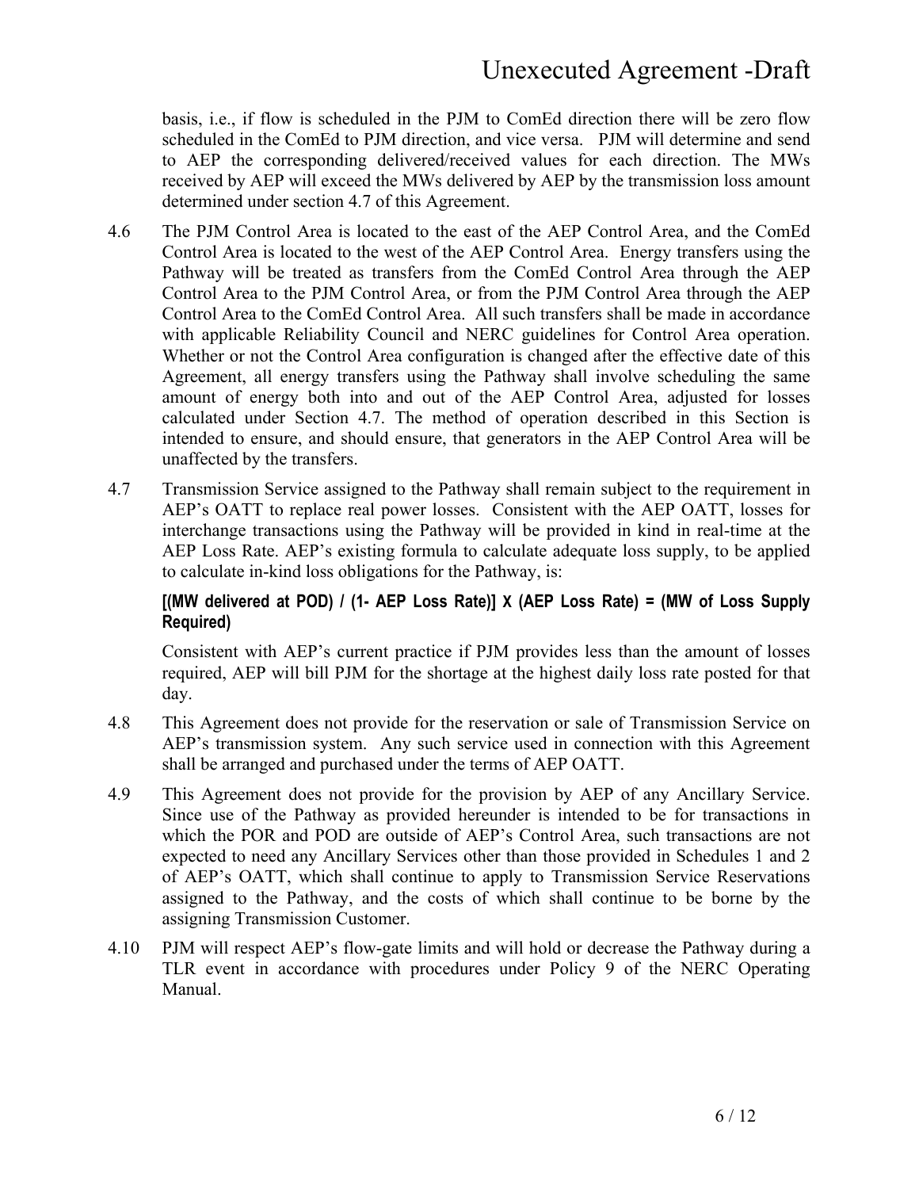basis, i.e., if flow is scheduled in the PJM to ComEd direction there will be zero flow scheduled in the ComEd to PJM direction, and vice versa. PJM will determine and send to AEP the corresponding delivered/received values for each direction. The MWs received by AEP will exceed the MWs delivered by AEP by the transmission loss amount determined under section 4.7 of this Agreement.

4.6 The PJM Control Area is located to the east of the AEP Control Area, and the ComEd Control Area is located to the west of the AEP Control Area. Energy transfers using the Pathway will be treated as transfers from the ComEd Control Area through the AEP Control Area to the PJM Control Area, or from the PJM Control Area through the AEP Control Area to the ComEd Control Area. All such transfers shall be made in accordance with applicable Reliability Council and NERC guidelines for Control Area operation. Whether or not the Control Area configuration is changed after the effective date of this Agreement, all energy transfers using the Pathway shall involve scheduling the same amount of energy both into and out of the AEP Control Area, adjusted for losses calculated under Section 4.7. The method of operation described in this Section is intended to ensure, and should ensure, that generators in the AEP Control Area will be unaffected by the transfers.

4.7 Transmission Service assigned to the Pathway shall remain subject to the requirement in AEP's OATT to replace real power losses. Consistent with the AEP OATT, losses for interchange transactions using the Pathway will be provided in kind in real-time at the AEP Loss Rate. AEP's existing formula to calculate adequate loss supply, to be applied to calculate in-kind loss obligations for the Pathway, is:

**[(MW delivered at POD) / (1- AEP Loss Rate)] X (AEP Loss Rate) = (MW of Loss Supply Required)**

Consistent with AEP's current practice if PJM provides less than the amount of losses required, AEP will bill PJM for the shortage at the highest daily loss rate posted for that day.

4.8 This Agreement does not provide for the reservation or sale of Transmission Service on AEP's transmission system. Any such service used in connection with this Agreement shall be arranged and purchased under the terms of AEP OATT.

4.9 This Agreement does not provide for the provision by AEP of any Ancillary Service. Since use of the Pathway as provided hereunder is intended to be for transactions in which the POR and POD are outside of AEP's Control Area, such transactions are not expected to need any Ancillary Services other than those provided in Schedules 1 and 2 of AEP's OATT, which shall continue to apply to Transmission Service Reservations assigned to the Pathway, and the costs of which shall continue to be borne by the assigning Transmission Customer.

4.10 PJM will respect AEP's flow-gate limits and will hold or decrease the Pathway during a TLR event in accordance with procedures under Policy 9 of the NERC Operating Manual.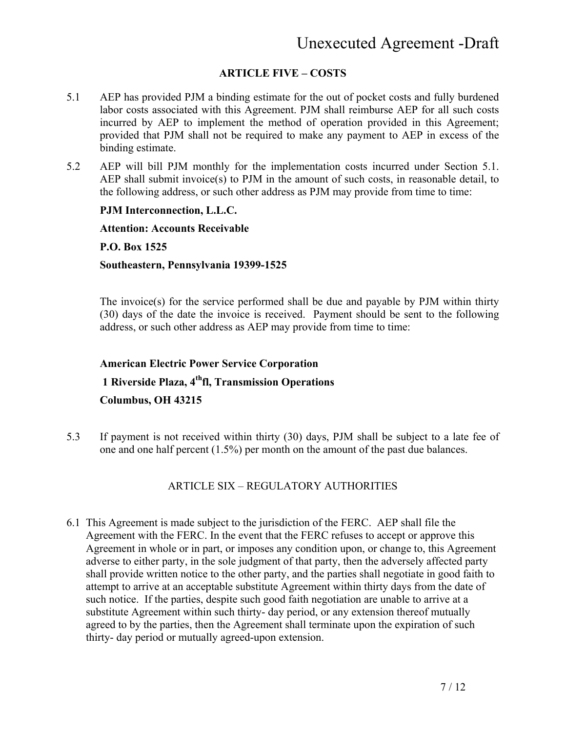## ARTICLE FIVE – COSTS

5.1 AEP has provided PJM a binding estimate for the out of pocket costs and fully burdened labor costs associated with this Agreement. PJM shall reimburse AEP for all such costs incurred by AEP to implement the method of operation provided in this Agreement; provided that PJM shall not be required to make any payment to AEP in excess of the binding estimate.

5.2 AEP will bill PJM monthly for the implementation costs incurred under Section 5.1. AEP shall submit invoice(s) to PJM in the amount of such costs, in reasonable detail, to the following address, or such other address as PJM may provide from time to time:

**PJM Interconnection, L.L.C.**

**Attention: Accounts Receivable**

**P.O. Box 1525**

**Southeastern, Pennsylvania 19399-1525**

The invoice(s) for the service performed shall be due and payable by PJM within thirty (30) days of the date the invoice is received. Payment should be sent to the following address, or such other address as AEP may provide from time to time:

**American Electric Power Service Corporation**

**1 Riverside Plaza, 4th fl, Transmission Operations**

**Columbus, OH 43215**

5.3 If payment is not received within thirty (30) days, PJM shall be subject to a late fee of one and one half percent (1.5%) per month on the amount of the past due balances.

## ARTICLE SIX – REGULATORY AUTHORITIES

6.1 This Agreement is made subject to the jurisdiction of the FERC. AEP shall file the Agreement with the FERC. In the event that the FERC refuses to accept or approve this Agreement in whole or in part, or imposes any condition upon, or change to, this Agreement adverse to either party, in the sole judgment of that party, then the adversely affected party shall provide written notice to the other party, and the parties shall negotiate in good faith to attempt to arrive at an acceptable substitute Agreement within thirty days from the date of such notice. If the parties, despite such good faith negotiation are unable to arrive at a substitute Agreement within such thirty- day period, or any extension thereof mutually agreed to by the parties, then the Agreement shall terminate upon the expiration of such thirty- day period or mutually agreed-upon extension.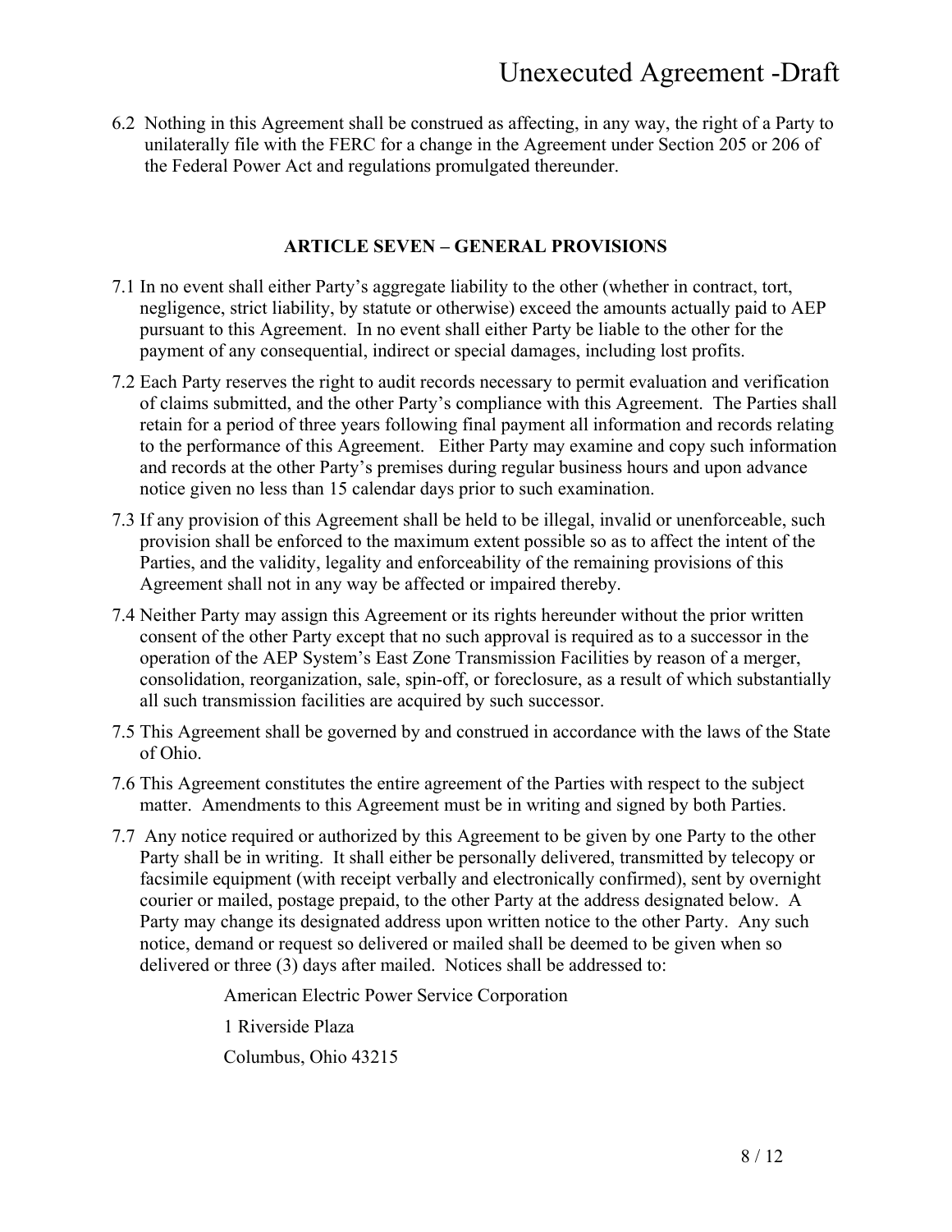6.2 Nothing in this Agreement shall be construed as affecting, in any way, the right of a Party to unilaterally file with the FERC for a change in the Agreement under Section 205 or 206 of the Federal Power Act and regulations promulgated thereunder.

## ARTICLE SEVEN – GENERAL PROVISIONS

7.1 In no event shall either Party's aggregate liability to the other (whether in contract, tort, negligence, strict liability, by statute or otherwise) exceed the amounts actually paid to AEP pursuant to this Agreement. In no event shall either Party be liable to the other for the payment of any consequential, indirect or special damages, including lost profits.

7.2 Each Party reserves the right to audit records necessary to permit evaluation and verification of claims submitted, and the other Party's compliance with this Agreement. The Parties shall retain for a period of three years following final payment all information and records relating to the performance of this Agreement. Either Party may examine and copy such information and records at the other Party's premises during regular business hours and upon advance notice given no less than 15 calendar days prior to such examination.

7.3 If any provision of this Agreement shall be held to be illegal, invalid or unenforceable, such provision shall be enforced to the maximum extent possible so as to affect the intent of the Parties, and the validity, legality and enforceability of the remaining provisions of this Agreement shall not in any way be affected or impaired thereby.

7.4 Neither Party may assign this Agreement or its rights hereunder without the prior written consent of the other Party except that no such approval is required as to a successor in the operation of the AEP System's East Zone Transmission Facilities by reason of a merger, consolidation, reorganization, sale, spin-off, or foreclosure, as a result of which substantially all such transmission facilities are acquired by such successor.

7.5 This Agreement shall be governed by and construed in accordance with the laws of the State of Ohio.

7.6 This Agreement constitutes the entire agreement of the Parties with respect to the subject matter. Amendments to this Agreement must be in writing and signed by both Parties.

7.7 Any notice required or authorized by this Agreement to be given by one Party to the other Party shall be in writing. It shall either be personally delivered, transmitted by telecopy or facsimile equipment (with receipt verbally and electronically confirmed), sent by overnight courier or mailed, postage prepaid, to the other Party at the address designated below. A Party may change its designated address upon written notice to the other Party. Any such notice, demand or request so delivered or mailed shall be deemed to be given when so delivered or three (3) days after mailed. Notices shall be addressed to:

American Electric Power Service Corporation

1 Riverside Plaza

Columbus, Ohio 43215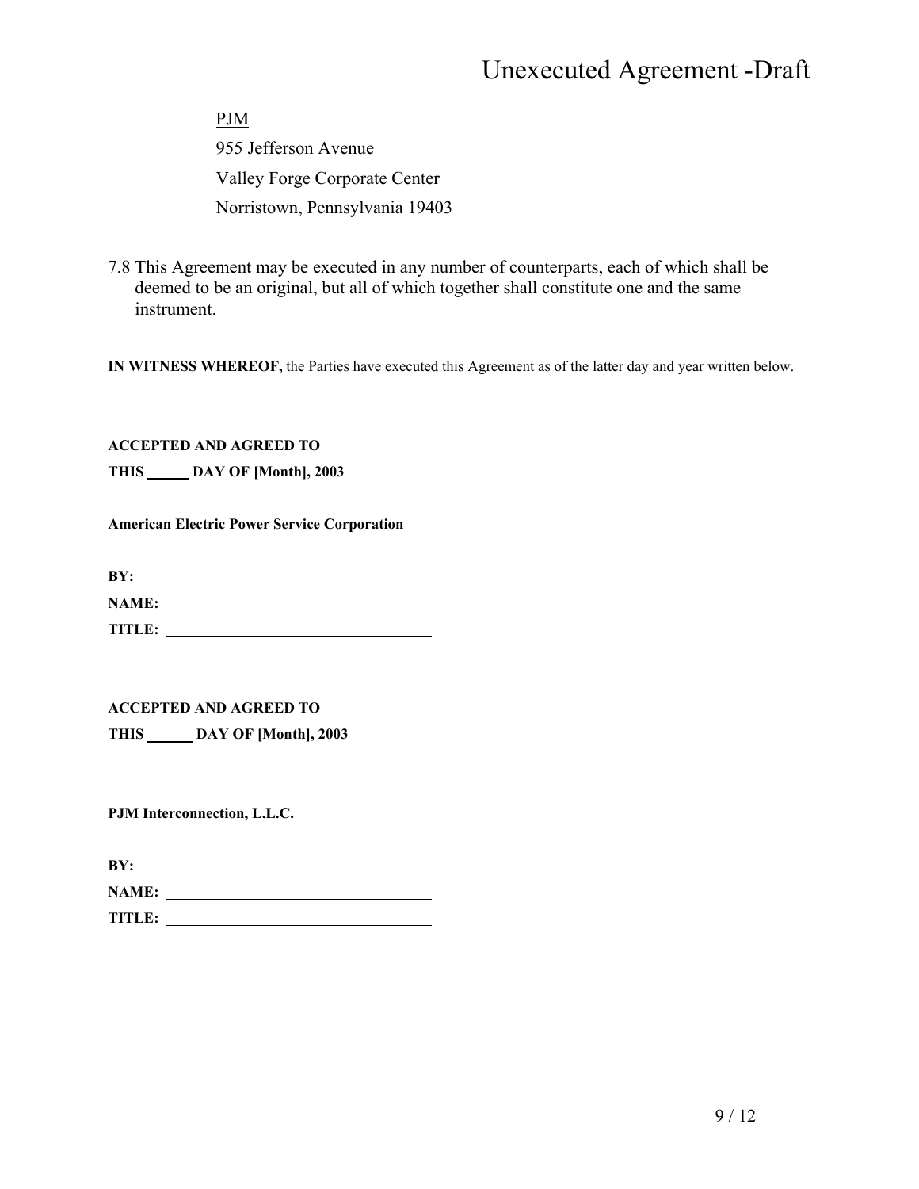<u>PJM</u>

955 Jefferson Avenue

Valley Forge Corporate Center

Norristown, Pennsylvania 19403

7.8 This Agreement may be executed in any number of counterparts, each of which shall be deemed to be an original, but all of which together shall constitute one and the same instrument.

**IN WITNESS WHEREOF,** the Parties have executed this Agreement as of the latter day and year written below.

**ACCEPTED AND AGREED TO**

**THIS _____ DAY OF [Month], 2003**

**American Electric Power Service Corporation**

**BY:**

**NAME:** ________________________________

**TITLE:** ________________________________

**ACCEPTED AND AGREED TO**

**THIS _____ DAY OF [Month], 2003**

**PJM Interconnection, L.L.C.**

**BY:**

**NAME:** ________________________________

**TITLE:** ________________________________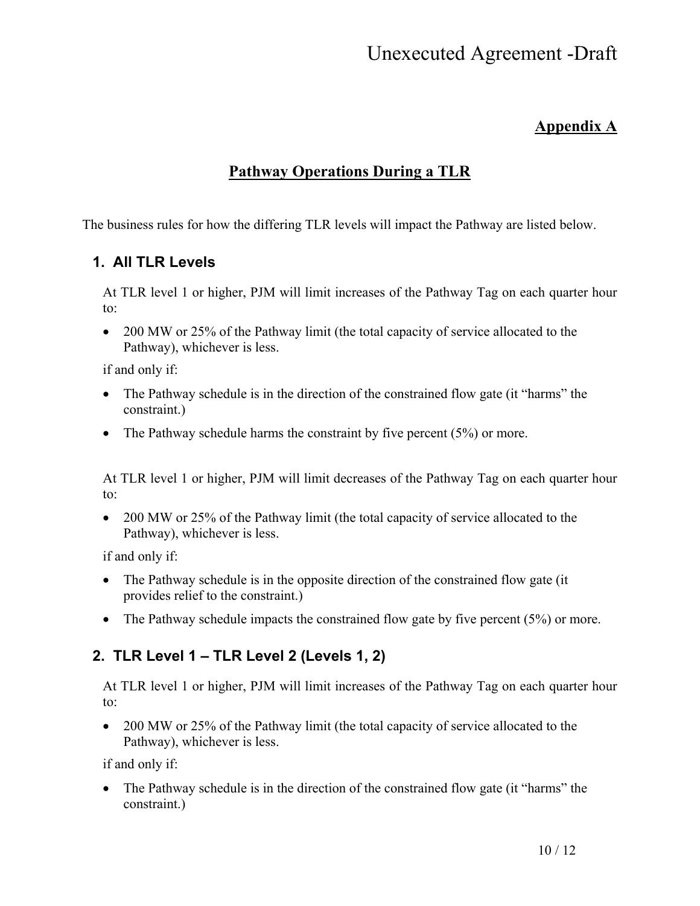## Appendix A

## Pathway Operations During a TLR

The business rules for how the differing TLR levels will impact the Pathway are listed below.

### 1. All TLR Levels

At TLR level 1 or higher, PJM will limit increases of the Pathway Tag on each quarter hour to:

- 200 MW or 25% of the Pathway limit (the total capacity of service allocated to the Pathway), whichever is less.

if and only if:

- The Pathway schedule is in the direction of the constrained flow gate (it "harms" the constraint.)
- The Pathway schedule harms the constraint by five percent (5%) or more.

At TLR level 1 or higher, PJM will limit decreases of the Pathway Tag on each quarter hour to:

- 200 MW or 25% of the Pathway limit (the total capacity of service allocated to the Pathway), whichever is less.

if and only if:

- The Pathway schedule is in the opposite direction of the constrained flow gate (it provides relief to the constraint.)
- The Pathway schedule impacts the constrained flow gate by five percent (5%) or more.

### 2. TLR Level 1 – TLR Level 2 (Levels 1, 2)

At TLR level 1 or higher, PJM will limit increases of the Pathway Tag on each quarter hour to:

- 200 MW or 25% of the Pathway limit (the total capacity of service allocated to the Pathway), whichever is less.

if and only if:

- The Pathway schedule is in the direction of the constrained flow gate (it "harms" the constraint.)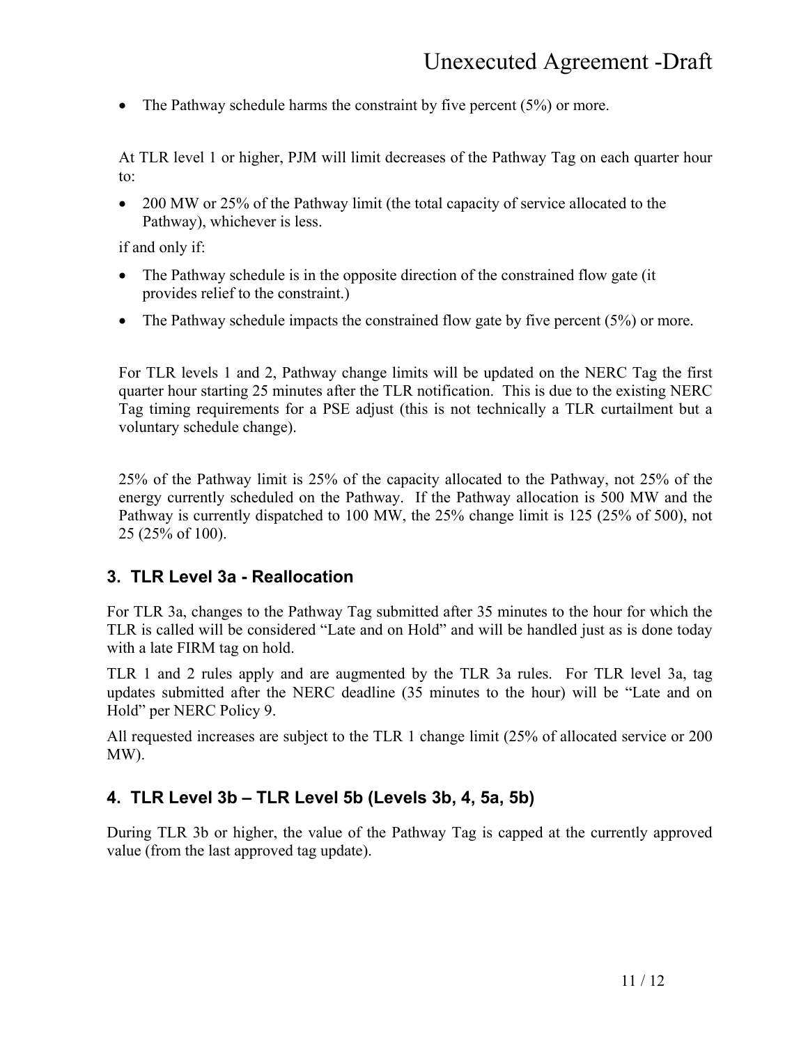- The Pathway schedule harms the constraint by five percent (5%) or more.

At TLR level 1 or higher, PJM will limit decreases of the Pathway Tag on each quarter hour to:

- 200 MW or 25% of the Pathway limit (the total capacity of service allocated to the Pathway), whichever is less.

if and only if:

- The Pathway schedule is in the opposite direction of the constrained flow gate (it provides relief to the constraint.)
- The Pathway schedule impacts the constrained flow gate by five percent (5%) or more.

For TLR levels 1 and 2, Pathway change limits will be updated on the NERC Tag the first quarter hour starting 25 minutes after the TLR notification. This is due to the existing NERC Tag timing requirements for a PSE adjust (this is not technically a TLR curtailment but a voluntary schedule change).

25% of the Pathway limit is 25% of the capacity allocated to the Pathway, not 25% of the energy currently scheduled on the Pathway. If the Pathway allocation is 500 MW and the Pathway is currently dispatched to 100 MW, the 25% change limit is 125 (25% of 500), not 25 (25% of 100).

## 3. TLR Level 3a - Reallocation

For TLR 3a, changes to the Pathway Tag submitted after 35 minutes to the hour for which the TLR is called will be considered "Late and on Hold" and will be handled just as is done today with a late FIRM tag on hold.

TLR 1 and 2 rules apply and are augmented by the TLR 3a rules. For TLR level 3a, tag updates submitted after the NERC deadline (35 minutes to the hour) will be "Late and on Hold" per NERC Policy 9.

All requested increases are subject to the TLR 1 change limit (25% of allocated service or 200 MW).

## 4. TLR Level 3b – TLR Level 5b (Levels 3b, 4, 5a, 5b)

During TLR 3b or higher, the value of the Pathway Tag is capped at the currently approved value (from the last approved tag update).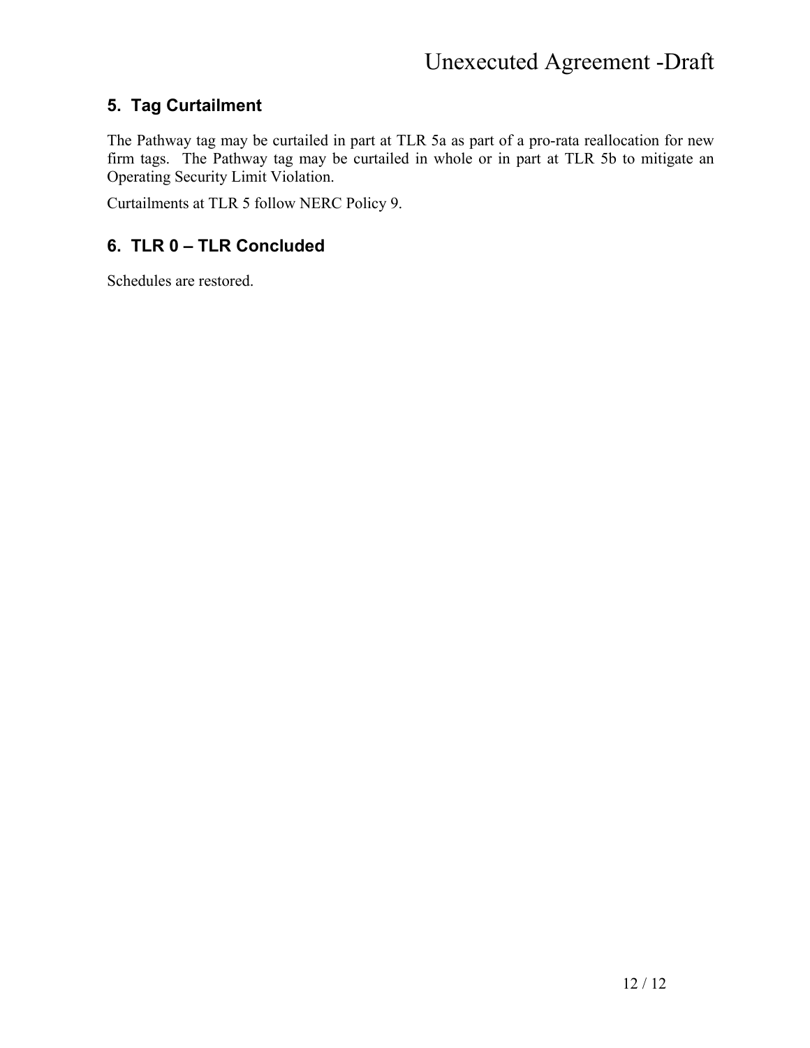## 5. Tag Curtailment

The Pathway tag may be curtailed in part at TLR 5a as part of a pro-rata reallocation for new firm tags. The Pathway tag may be curtailed in whole or in part at TLR 5b to mitigate an Operating Security Limit Violation.

Curtailments at TLR 5 follow NERC Policy 9.

## 6. TLR 0 – TLR Concluded

Schedules are restored.